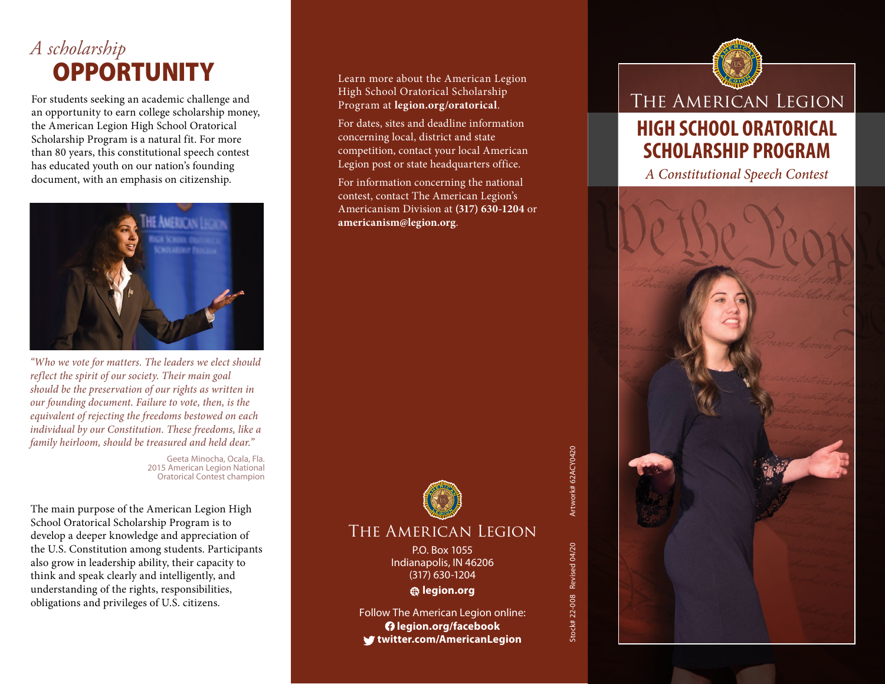# *A scholarship* OPPORTUNITY

For students seeking an academic challenge and an opportunity to earn college scholarship money, the American Legion High School Oratorical Scholarship Program is a natural fit. For more than 80 years, this constitutional speech contest has educated youth on our nation's founding document, with an emphasis on citizenship.

*"Who we vote for matters. The leaders we elect should reflect the spirit of our society. Their main goal should be the preservation of our rights as written in our founding document. Failure to vote, then, is the equivalent of rejecting the freedoms bestowed on each individual by our Constitution. These freedoms, like a family heirloom, should be treasured and held dear."*

Geeta Minocha, Ocala, Fla.
2015 American Legion National Oratorical Contest champion

The main purpose of the American Legion High School Oratorical Scholarship Program is to develop a deeper knowledge and appreciation of the U.S. Constitution among students. Participants also grow in leadership ability, their capacity to think and speak clearly and intelligently, and understanding of the rights, responsibilities, obligations and privileges of U.S. citizens.

Learn more about the American Legion High School Oratorical Scholarship Program at **legion.org/oratorical**.

For dates, sites and deadline information concerning local, district and state competition, contact your local American Legion post or state headquarters office.

For information concerning the national contest, contact The American Legion's Americanism Division at **(317) 630-1204** or **americanism@legion.org**.

THE AMERICAN LEGION

P.O. Box 1055
Indianapolis, IN 46206
(317) 630-1204

**legion.org**

Follow The American Legion online:
**legion.org/facebook**
**twitter.com/AmericanLegion**

Stock# 22-008 Revised 04/20 Artwork# 62ACY0420

THE AMERICAN LEGION

# HIGH SCHOOL ORATORICAL SCHOLARSHIP PROGRAM

*A Constitutional Speech Contest*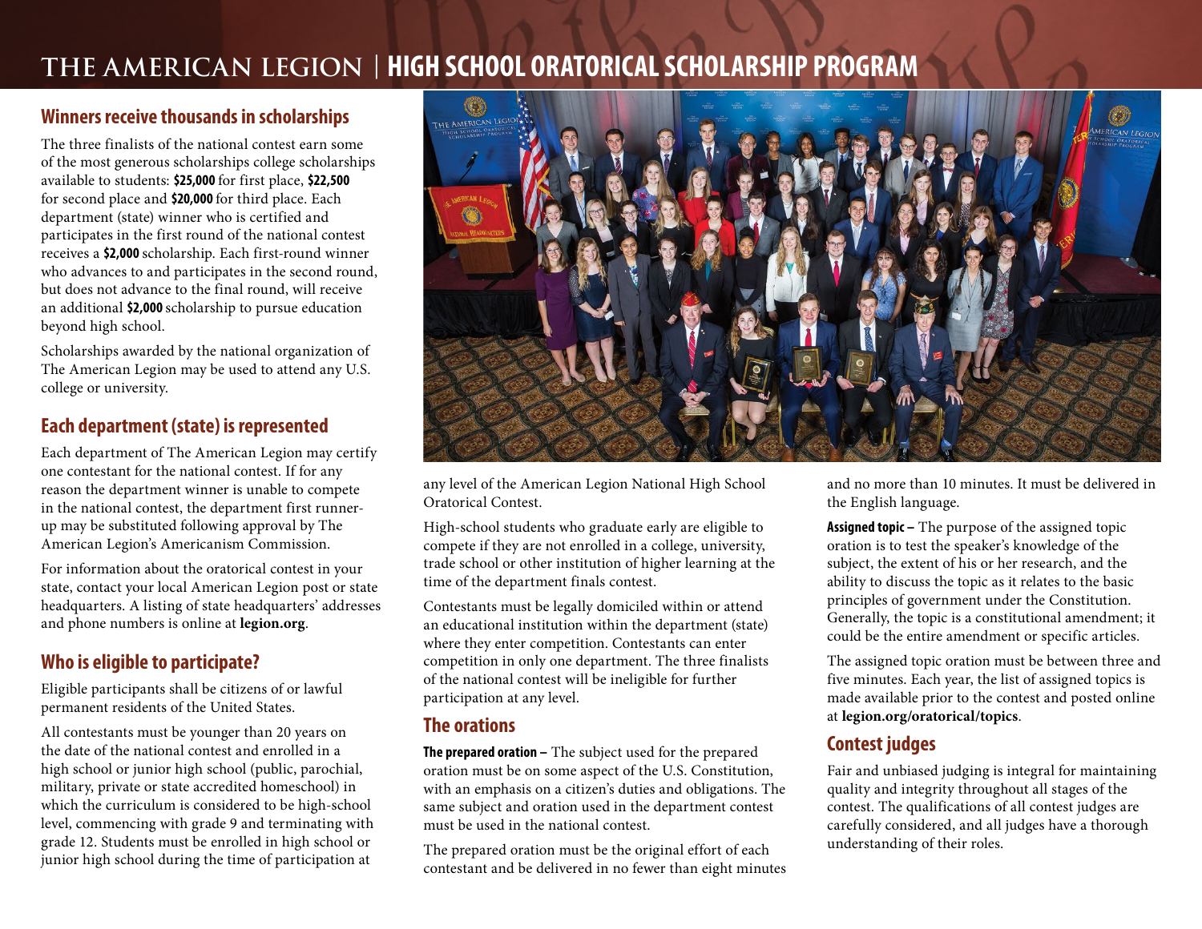# THE AMERICAN LEGION | HIGH SCHOOL ORATORICAL SCHOLARSHIP PROGRAM

## Winners receive thousands in scholarships

The three finalists of the national contest earn some of the most generous scholarships college scholarships available to students: **$25,000** for first place, **$22,500** for second place and **$20,000** for third place. Each department (state) winner who is certified and participates in the first round of the national contest receives a **$2,000** scholarship. Each first-round winner who advances to and participates in the second round, but does not advance to the final round, will receive an additional **$2,000** scholarship to pursue education beyond high school.

Scholarships awarded by the national organization of The American Legion may be used to attend any U.S. college or university.

## Each department (state) is represented

Each department of The American Legion may certify one contestant for the national contest. If for any reason the department winner is unable to compete in the national contest, the department first runner-up may be substituted following approval by The American Legion's Americanism Commission.

For information about the oratorical contest in your state, contact your local American Legion post or state headquarters. A listing of state headquarters' addresses and phone numbers is online at **legion.org**.

## Who is eligible to participate?

Eligible participants shall be citizens of or lawful permanent residents of the United States.

All contestants must be younger than 20 years on the date of the national contest and enrolled in a high school or junior high school (public, parochial, military, private or state accredited homeschool) in which the curriculum is considered to be high-school level, commencing with grade 9 and terminating with grade 12. Students must be enrolled in high school or junior high school during the time of participation at any level of the American Legion National High School Oratorical Contest.

High-school students who graduate early are eligible to compete if they are not enrolled in a college, university, trade school or other institution of higher learning at the time of the department finals contest.

Contestants must be legally domiciled within or attend an educational institution within the department (state) where they enter competition. Contestants can enter competition in only one department. The three finalists of the national contest will be ineligible for further participation at any level.

## The orations

**The prepared oration –** The subject used for the prepared oration must be on some aspect of the U.S. Constitution, with an emphasis on a citizen's duties and obligations. The same subject and oration used in the department contest must be used in the national contest.

The prepared oration must be the original effort of each contestant and be delivered in no fewer than eight minutes and no more than 10 minutes. It must be delivered in the English language.

**Assigned topic –** The purpose of the assigned topic oration is to test the speaker's knowledge of the subject, the extent of his or her research, and the ability to discuss the topic as it relates to the basic principles of government under the Constitution. Generally, the topic is a constitutional amendment; it could be the entire amendment or specific articles.

The assigned topic oration must be between three and five minutes. Each year, the list of assigned topics is made available prior to the contest and posted online at **legion.org/oratorical/topics**.

## Contest judges

Fair and unbiased judging is integral for maintaining quality and integrity throughout all stages of the contest. The qualifications of all contest judges are carefully considered, and all judges have a thorough understanding of their roles.